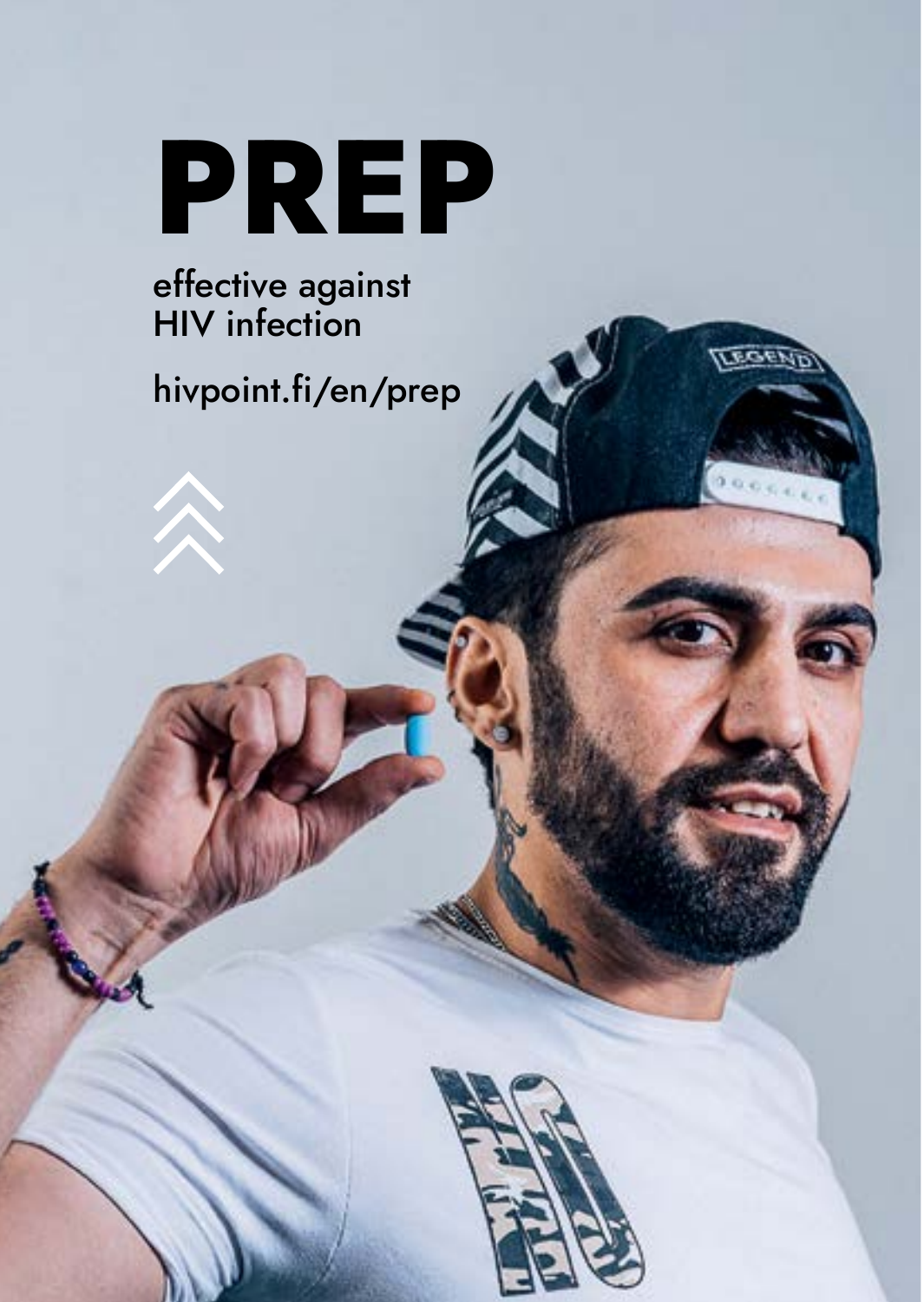# PREP

effective against
HIV infection

hivpoint.fi/en/prep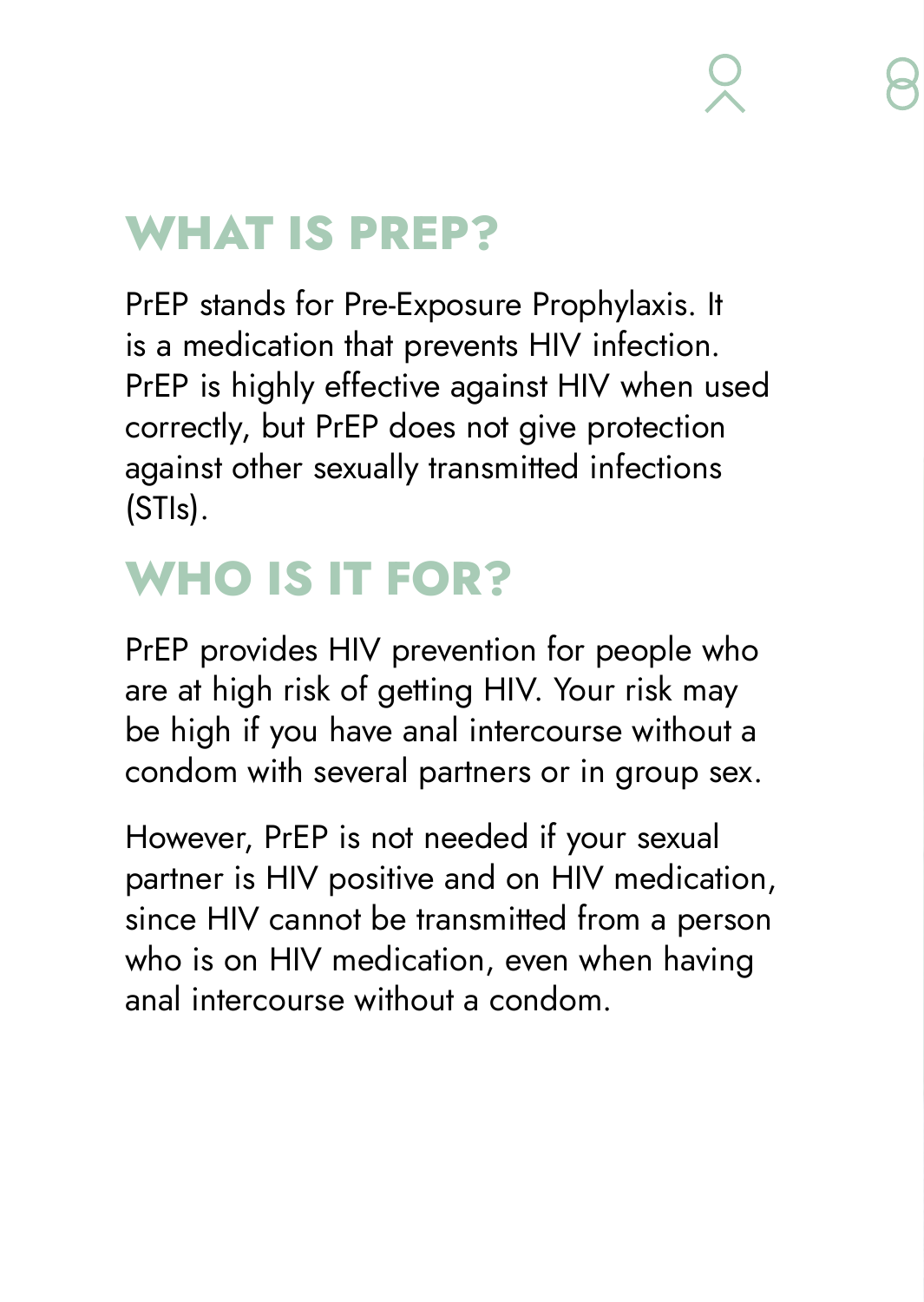## WHAT IS PREP?

PrEP stands for Pre-Exposure Prophylaxis. It is a medication that prevents HIV infection. PrEP is highly effective against HIV when used correctly, but PrEP does not give protection against other sexually transmitted infections (STIs).

## WHO IS IT FOR?

PrEP provides HIV prevention for people who are at high risk of getting HIV. Your risk may be high if you have anal intercourse without a condom with several partners or in group sex.

However, PrEP is not needed if your sexual partner is HIV positive and on HIV medication, since HIV cannot be transmitted from a person who is on HIV medication, even when having anal intercourse without a condom.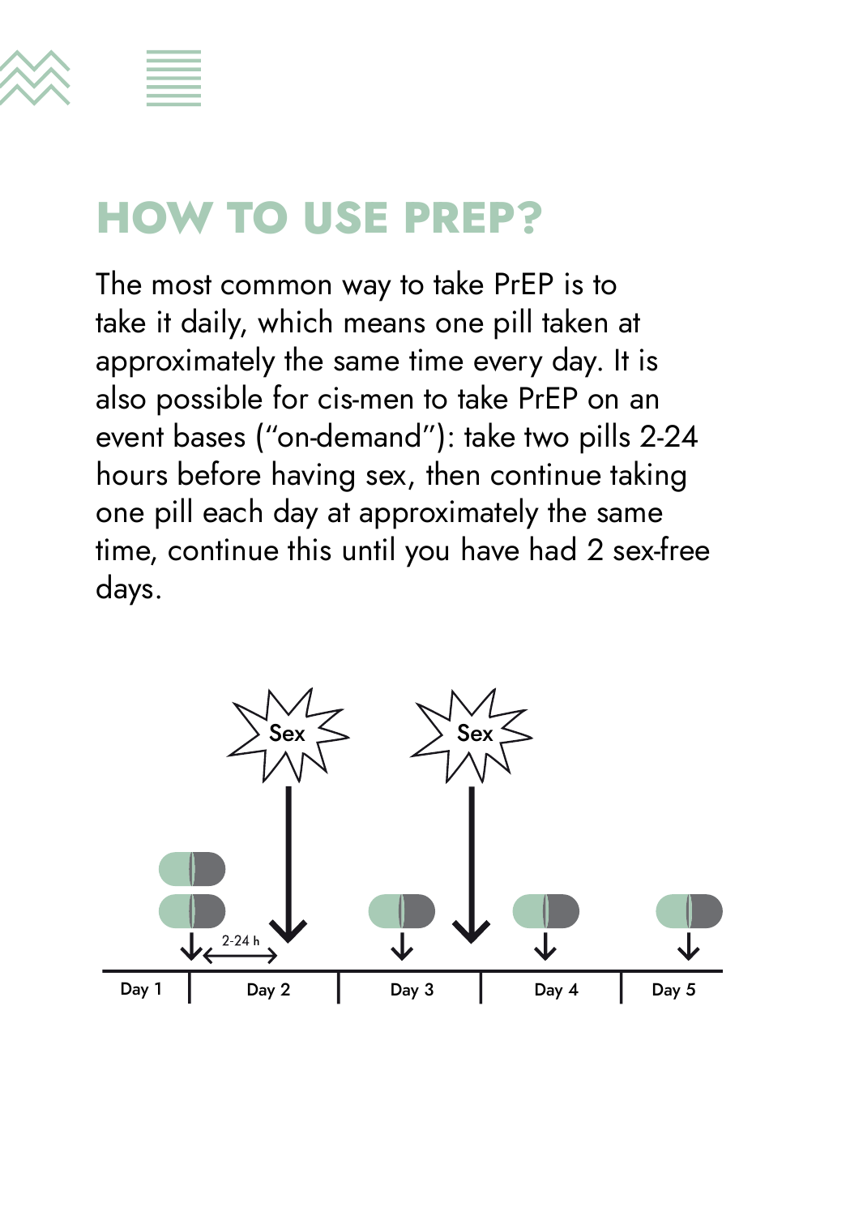# HOW TO USE PREP?

The most common way to take PrEP is to take it daily, which means one pill taken at approximately the same time every day. It is also possible for cis-men to take PrEP on an event bases ("on-demand"): take two pills 2-24 hours before having sex, then continue taking one pill each day at approximately the same time, continue this until you have had 2 sex-free days.

Sex

Sex

2-24 h

Day 1 | Day 2 | Day 3 | Day 4 | Day 5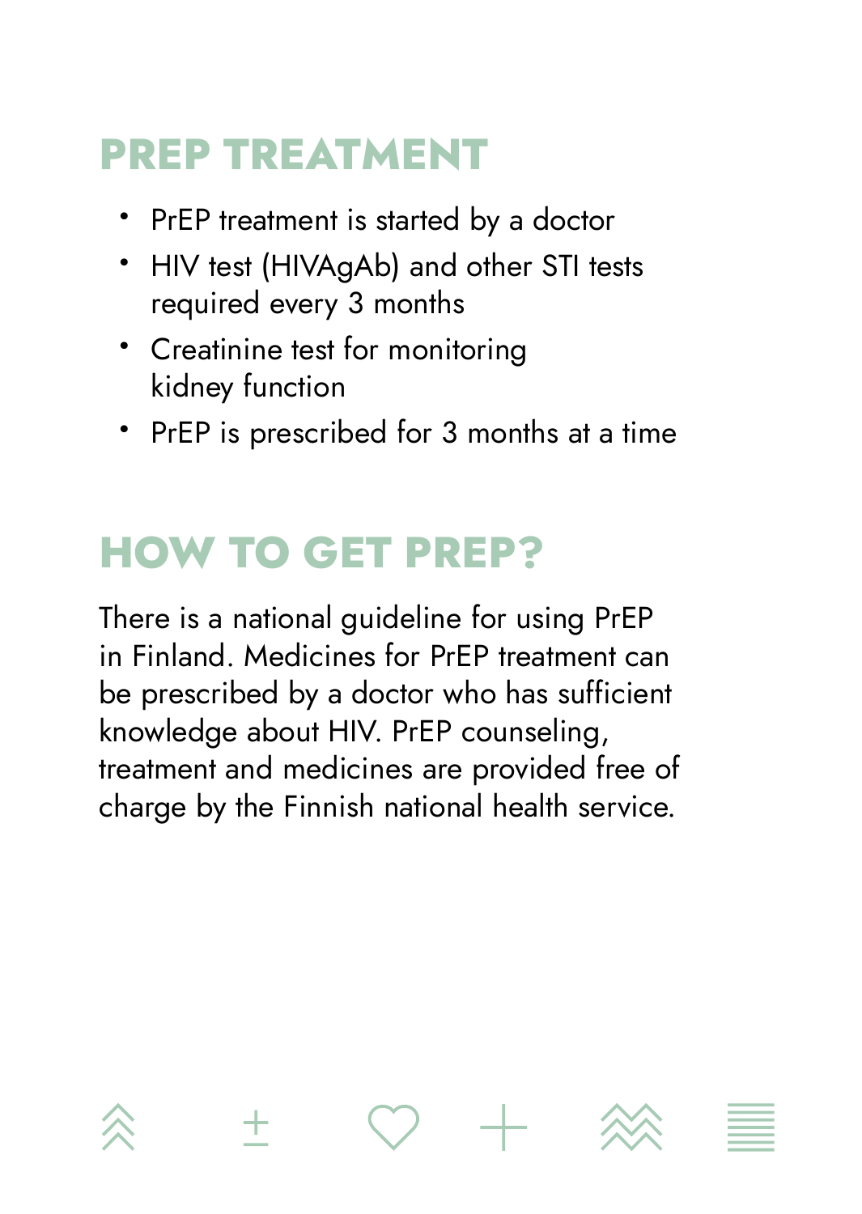## PREP TREATMENT

- PrEP treatment is started by a doctor
- HIV test (HIVAgAb) and other STI tests required every 3 months
- Creatinine test for monitoring kidney function
- PrEP is prescribed for 3 months at a time

## HOW TO GET PREP?

There is a national guideline for using PrEP in Finland. Medicines for PrEP treatment can be prescribed by a doctor who has sufficient knowledge about HIV. PrEP counseling, treatment and medicines are provided free of charge by the Finnish national health service.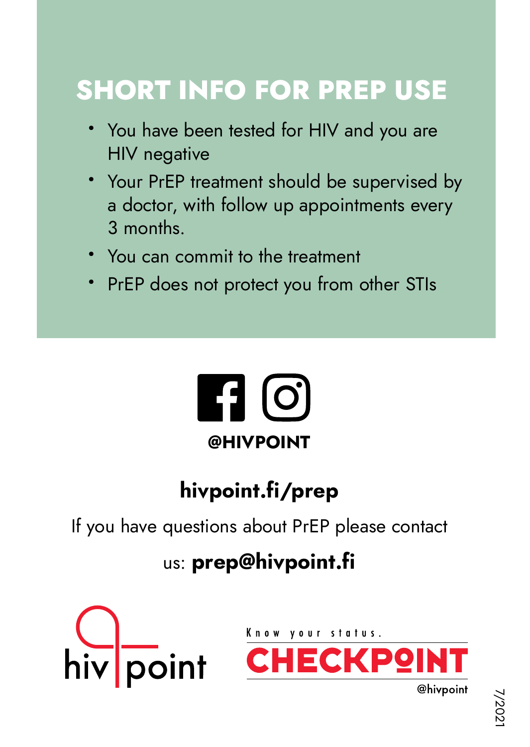# SHORT INFO FOR PREP USE

- You have been tested for HIV and you are HIV negative
- Your PrEP treatment should be supervised by a doctor, with follow up appointments every 3 months.
- You can commit to the treatment
- PrEP does not protect you from other STIs

**@HIVPOINT**

**hivpoint.fi/prep**

If you have questions about PrEP please contact us: **prep@hivpoint.fi**

hiv point

Know your status.

CHECKPOINT

@hivpoint

7/2021